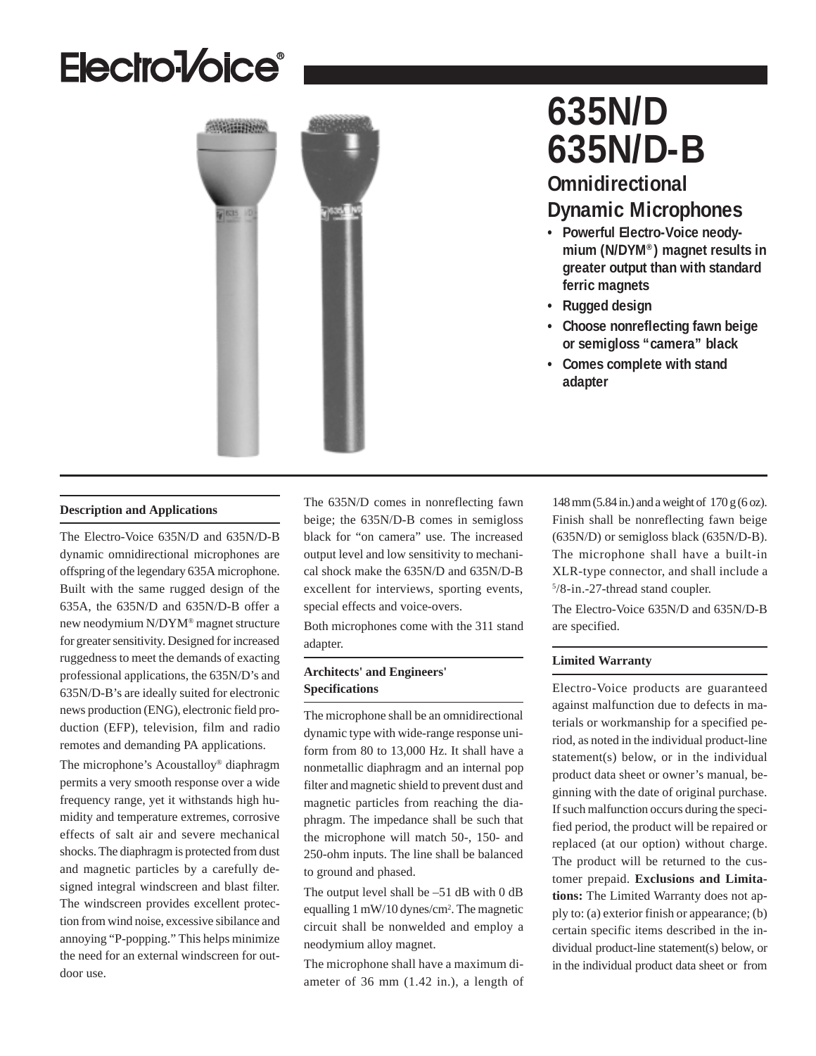# Electro-Voice®

# 635N/D 635N/D-B

## Omnidirectional Dynamic Microphones

- **Powerful Electro-Voice neodymium (N/DYM®) magnet results in greater output than with standard ferric magnets**
- **Rugged design**
- **Choose nonreflecting fawn beige or semigloss "camera" black**
- **Comes complete with stand adapter**

### Description and Applications

The Electro-Voice 635N/D and 635N/D-B dynamic omnidirectional microphones are offspring of the legendary 635A microphone. Built with the same rugged design of the 635A, the 635N/D and 635N/D-B offer a new neodymium N/DYM® magnet structure for greater sensitivity. Designed for increased ruggedness to meet the demands of exacting professional applications, the 635N/D's and 635N/D-B's are ideally suited for electronic news production (ENG), electronic field production (EFP), television, film and radio remotes and demanding PA applications.

The microphone's Acoustalloy® diaphragm permits a very smooth response over a wide frequency range, yet it withstands high humidity and temperature extremes, corrosive effects of salt air and severe mechanical shocks. The diaphragm is protected from dust and magnetic particles by a carefully designed integral windscreen and blast filter. The windscreen provides excellent protection from wind noise, excessive sibilance and annoying "P-popping." This helps minimize the need for an external windscreen for outdoor use.

The 635N/D comes in nonreflecting fawn beige; the 635N/D-B comes in semigloss black for "on camera" use. The increased output level and low sensitivity to mechanical shock make the 635N/D and 635N/D-B excellent for interviews, sporting events, special effects and voice-overs.

Both microphones come with the 311 stand adapter.

### Architects' and Engineers' Specifications

The microphone shall be an omnidirectional dynamic type with wide-range response uniform from 80 to 13,000 Hz. It shall have a nonmetallic diaphragm and an internal pop filter and magnetic shield to prevent dust and magnetic particles from reaching the diaphragm. The impedance shall be such that the microphone will match 50-, 150- and 250-ohm inputs. The line shall be balanced to ground and phased.

The output level shall be –51 dB with 0 dB equalling 1 mW/10 dynes/cm$^2$. The magnetic circuit shall be nonwelded and employ a neodymium alloy magnet.

The microphone shall have a maximum diameter of 36 mm (1.42 in.), a length of 148 mm (5.84 in.) and a weight of 170 g (6 oz). Finish shall be nonreflecting fawn beige (635N/D) or semigloss black (635N/D-B). The microphone shall have a built-in XLR-type connector, and shall include a 5/8-in.-27-thread stand coupler.

The Electro-Voice 635N/D and 635N/D-B are specified.

### Limited Warranty

Electro-Voice products are guaranteed against malfunction due to defects in materials or workmanship for a specified period, as noted in the individual product-line statement(s) below, or in the individual product data sheet or owner's manual, beginning with the date of original purchase. If such malfunction occurs during the specified period, the product will be repaired or replaced (at our option) without charge. The product will be returned to the customer prepaid. **Exclusions and Limitations:** The Limited Warranty does not apply to: (a) exterior finish or appearance; (b) certain specific items described in the individual product-line statement(s) below, or in the individual product data sheet or from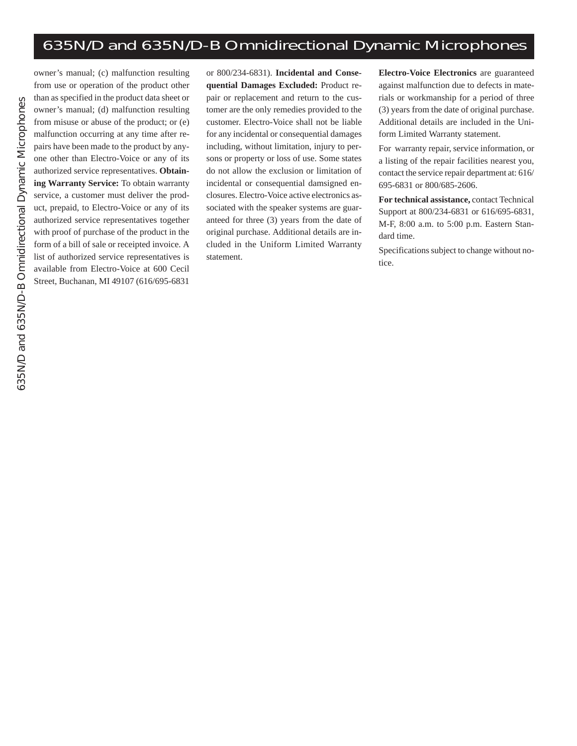owner's manual; (c) malfunction resulting from use or operation of the product other than as specified in the product data sheet or owner's manual; (d) malfunction resulting from misuse or abuse of the product; or (e) malfunction occurring at any time after repairs have been made to the product by anyone other than Electro-Voice or any of its authorized service representatives. **Obtaining Warranty Service:** To obtain warranty service, a customer must deliver the product, prepaid, to Electro-Voice or any of its authorized service representatives together with proof of purchase of the product in the form of a bill of sale or receipted invoice. A list of authorized service representatives is available from Electro-Voice at 600 Cecil Street, Buchanan, MI 49107 (616/695-6831 or 800/234-6831). **Incidental and Consequential Damages Excluded:** Product repair or replacement and return to the customer are the only remedies provided to the customer. Electro-Voice shall not be liable for any incidental or consequential damages including, without limitation, injury to persons or property or loss of use. Some states do not allow the exclusion or limitation of incidental or consequential damsigned enclosures. Electro-Voice active electronics associated with the speaker systems are guaranteed for three (3) years from the date of original purchase. Additional details are included in the Uniform Limited Warranty statement.

**Electro-Voice Electronics** are guaranteed against malfunction due to defects in materials or workmanship for a period of three (3) years from the date of original purchase. Additional details are included in the Uniform Limited Warranty statement.

For warranty repair, service information, or a listing of the repair facilities nearest you, contact the service repair department at: 616/695-6831 or 800/685-2606.

**For technical assistance,** contact Technical Support at 800/234-6831 or 616/695-6831, M-F, 8:00 a.m. to 5:00 p.m. Eastern Standard time.

Specifications subject to change without notice.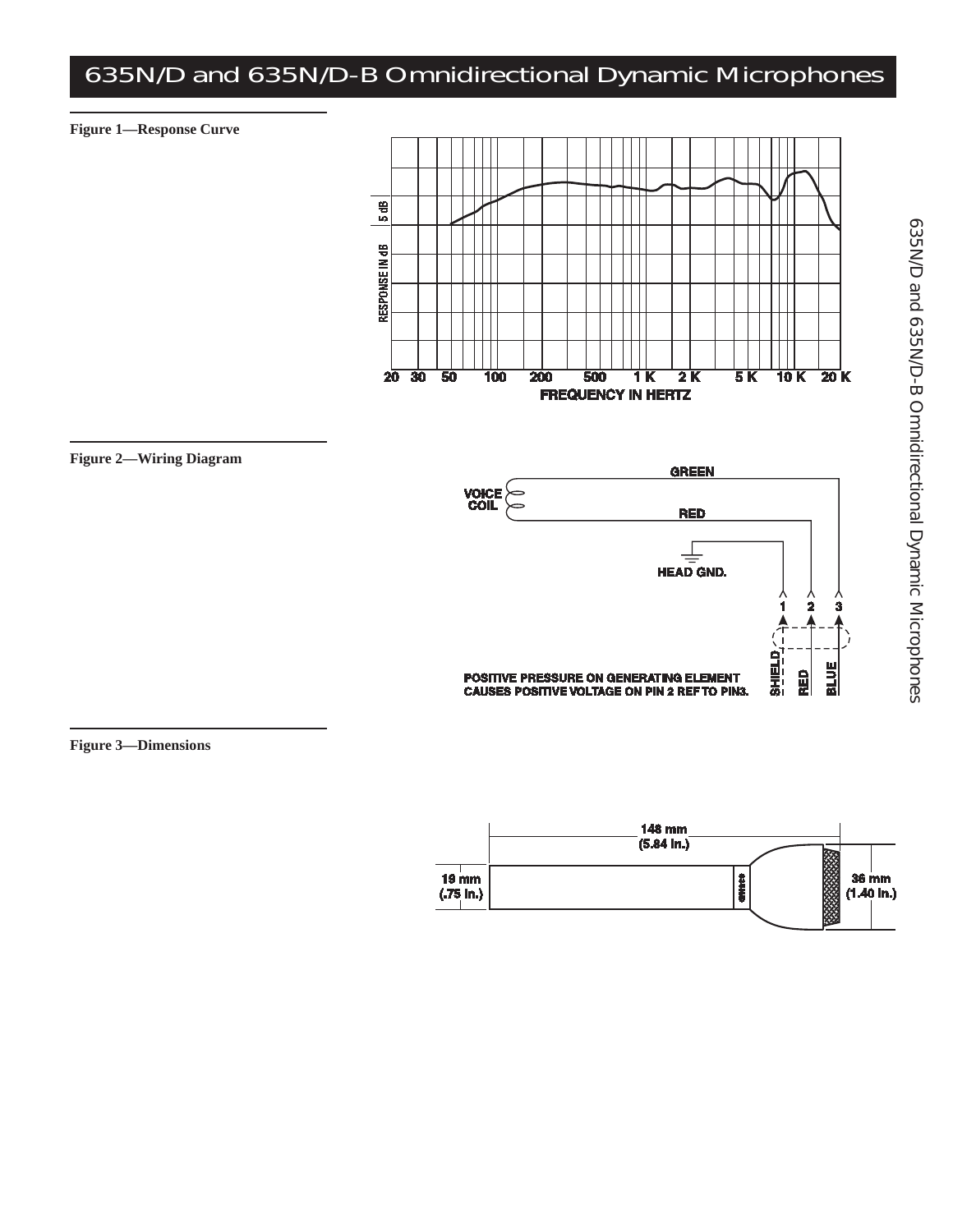# 635N/D and 635N/D-B Omnidirectional Dynamic Microphones

**Figure 1—Response Curve**

**Figure 2—Wiring Diagram**

**Figure 3—Dimensions**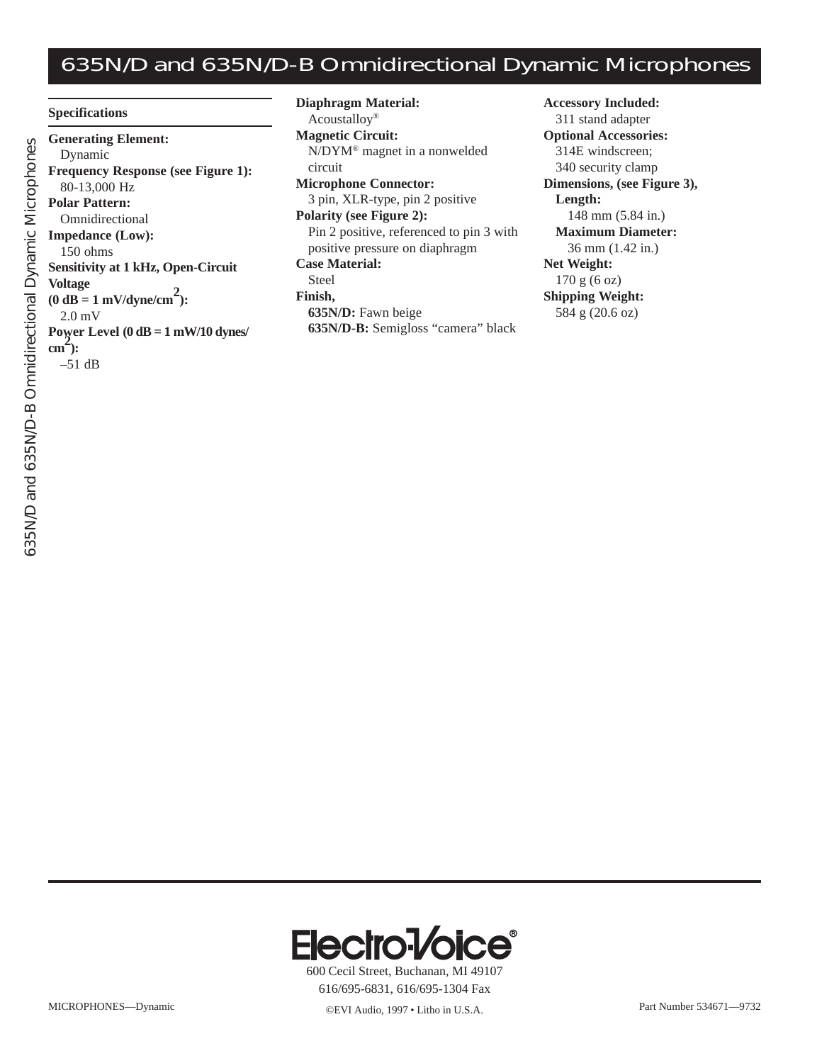# 635N/D and 635N/D-B Omnidirectional Dynamic Microphones

## Specifications

**Generating Element:**
Dynamic

**Frequency Response (see Figure 1):**
80-13,000 Hz

**Polar Pattern:**
Omnidirectional

**Impedance (Low):**
150 ohms

**Sensitivity at 1 kHz, Open-Circuit Voltage (0 dB = 1 mV/dyne/cm$^2$):**
2.0 mV

**Power Level (0 dB = 1 mW/10 dynes/cm$^2$):**
–51 dB

**Diaphragm Material:**
Acoustalloy®

**Magnetic Circuit:**
N/DYM® magnet in a nonwelded circuit

**Microphone Connector:**
3 pin, XLR-type, pin 2 positive

**Polarity (see Figure 2):**
Pin 2 positive, referenced to pin 3 with positive pressure on diaphragm

**Case Material:**
Steel

**Finish,**
**635N/D:** Fawn beige
**635N/D-B:** Semigloss "camera" black

**Accessory Included:**
311 stand adapter

**Optional Accessories:**
314E windscreen;
340 security clamp

**Dimensions, (see Figure 3),**
**Length:**
148 mm (5.84 in.)
**Maximum Diameter:**
36 mm (1.42 in.)

**Net Weight:**
170 g (6 oz)

**Shipping Weight:**
584 g (20.6 oz)

Electro-Voice®
600 Cecil Street, Buchanan, MI 49107
616/695-6831, 616/695-1304 Fax

MICROPHONES—Dynamic

©EVI Audio, 1997 • Litho in U.S.A.

Part Number 534671—9732